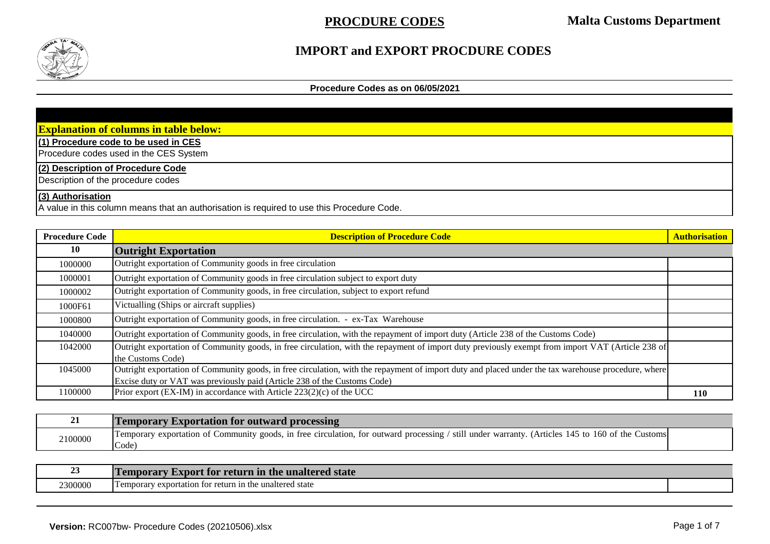# PROCDURE CODES

**Malta Customs Department**

## IMPORT and EXPORT PROCDURE CODES

**Procedure Codes as on 06/05/2021**

**Explanation of columns in table below:**

**(1) Procedure code to be used in CES**
Procedure codes used in the CES System

**(2) Description of Procedure Code**
Description of the procedure codes

**(3) Authorisation**
A value in this column means that an authorisation is required to use this Procedure Code.

| Procedure Code | Description of Procedure Code | Authorisation |
|---|---|---|
| **10** | **Outright Exportation** | |
| 1000000 | Outright exportation of Community goods in free circulation | |
| 1000001 | Outright exportation of Community goods in free circulation subject to export duty | |
| 1000002 | Outright exportation of Community goods, in free circulation, subject to export refund | |
| 1000F61 | Victualling (Ships or aircraft supplies) | |
| 1000800 | Outright exportation of Community goods, in free circulation. - ex-Tax Warehouse | |
| 1040000 | Outright exportation of Community goods, in free circulation, with the repayment of import duty (Article 238 of the Customs Code) | |
| 1042000 | Outright exportation of Community goods, in free circulation, with the repayment of import duty previously exempt from import VAT (Article 238 of the Customs Code) | |
| 1045000 | Outright exportation of Community goods, in free circulation, with the repayment of import duty and placed under the tax warehouse procedure, where Excise duty or VAT was previously paid (Article 238 of the Customs Code) | |
| 1100000 | Prior export (EX-IM) in accordance with Article 223(2)(c) of the UCC | **110** |
| **21** | **Temporary Exportation for outward processing** | |
| 2100000 | Temporary exportation of Community goods, in free circulation, for outward processing / still under warranty. (Articles 145 to 160 of the Customs Code) | |
| **23** | **Temporary Export for return in the unaltered state** | |
| 2300000 | Temporary exportation for return in the unaltered state | |

**Version:** RC007bw- Procedure Codes (20210506).xlsx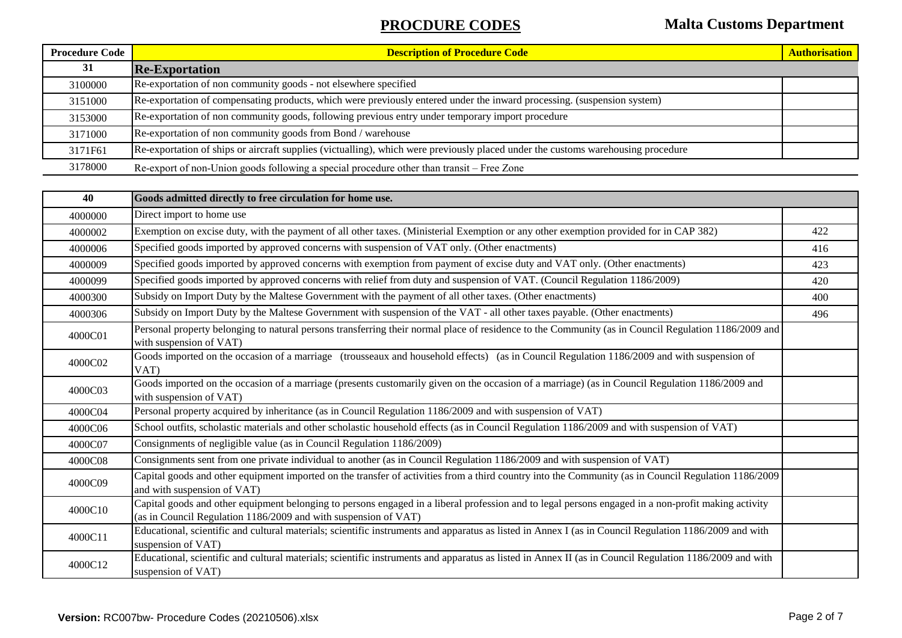# PROCDURE CODES

**Malta Customs Department**

| Procedure Code | Description of Procedure Code | Authorisation |
|---|---|---|
| **31** | **Re-Exportation** | |
| 3100000 | Re-exportation of non community goods - not elsewhere specified | |
| 3151000 | Re-exportation of compensating products, which were previously entered under the inward processing. (suspension system) | |
| 3153000 | Re-exportation of non community goods, following previous entry under temporary import procedure | |
| 3171000 | Re-exportation of non community goods from Bond / warehouse | |
| 3171F61 | Re-exportation of ships or aircraft supplies (victualling), which were previously placed under the customs warehousing procedure | |
| 3178000 | Re-export of non-Union goods following a special procedure other than transit – Free Zone | |

| Procedure Code | Description of Procedure Code | Authorisation |
|---|---|---|
| **40** | **Goods admitted directly to free circulation for home use.** | |
| 4000000 | Direct import to home use | |
| 4000002 | Exemption on excise duty, with the payment of all other taxes. (Ministerial Exemption or any other exemption provided for in CAP 382) | 422 |
| 4000006 | Specified goods imported by approved concerns with suspension of VAT only. (Other enactments) | 416 |
| 4000009 | Specified goods imported by approved concerns with exemption from payment of excise duty and VAT only. (Other enactments) | 423 |
| 4000099 | Specified goods imported by approved concerns with relief from duty and suspension of VAT. (Council Regulation 1186/2009) | 420 |
| 4000300 | Subsidy on Import Duty by the Maltese Government with the payment of all other taxes. (Other enactments) | 400 |
| 4000306 | Subsidy on Import Duty by the Maltese Government with suspension of the VAT - all other taxes payable. (Other enactments) | 496 |
| 4000C01 | Personal property belonging to natural persons transferring their normal place of residence to the Community (as in Council Regulation 1186/2009 and with suspension of VAT) | |
| 4000C02 | Goods imported on the occasion of a marriage (trousseaux and household effects) (as in Council Regulation 1186/2009 and with suspension of VAT) | |
| 4000C03 | Goods imported on the occasion of a marriage (presents customarily given on the occasion of a marriage) (as in Council Regulation 1186/2009 and with suspension of VAT) | |
| 4000C04 | Personal property acquired by inheritance (as in Council Regulation 1186/2009 and with suspension of VAT) | |
| 4000C06 | School outfits, scholastic materials and other scholastic household effects (as in Council Regulation 1186/2009 and with suspension of VAT) | |
| 4000C07 | Consignments of negligible value (as in Council Regulation 1186/2009) | |
| 4000C08 | Consignments sent from one private individual to another (as in Council Regulation 1186/2009 and with suspension of VAT) | |
| 4000C09 | Capital goods and other equipment imported on the transfer of activities from a third country into the Community (as in Council Regulation 1186/2009 and with suspension of VAT) | |
| 4000C10 | Capital goods and other equipment belonging to persons engaged in a liberal profession and to legal persons engaged in a non-profit making activity (as in Council Regulation 1186/2009 and with suspension of VAT) | |
| 4000C11 | Educational, scientific and cultural materials; scientific instruments and apparatus as listed in Annex I (as in Council Regulation 1186/2009 and with suspension of VAT) | |
| 4000C12 | Educational, scientific and cultural materials; scientific instruments and apparatus as listed in Annex II (as in Council Regulation 1186/2009 and with suspension of VAT) | |

**Version:** RC007bw- Procedure Codes (20210506).xlsx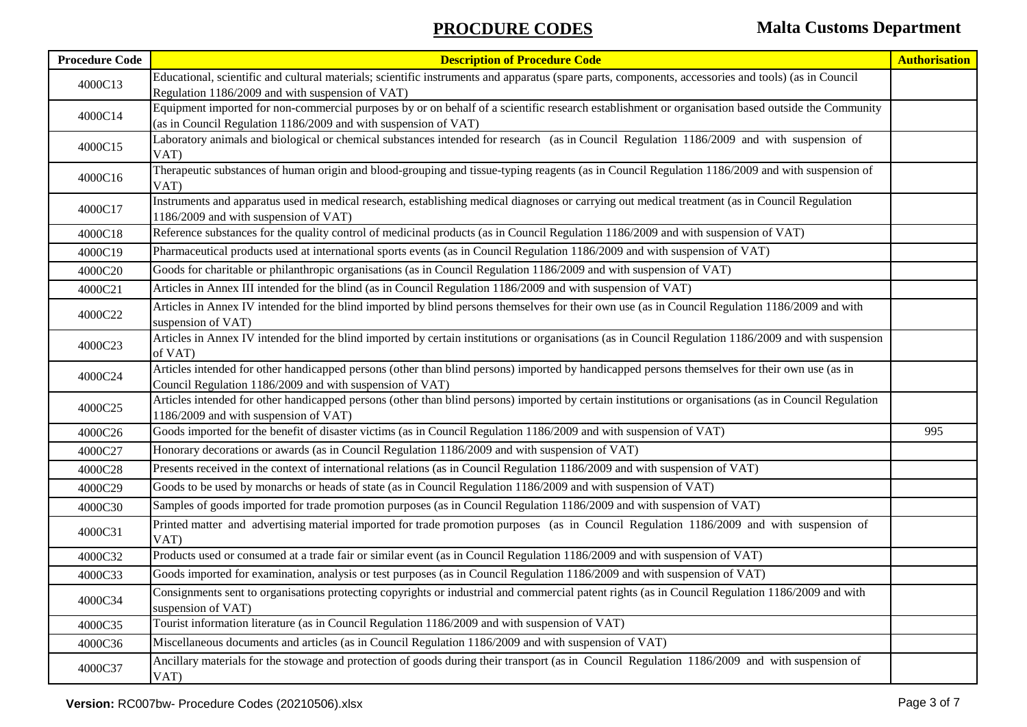| Procedure Code | Description of Procedure Code | Authorisation |
|---|---|---|
| 4000C13 | Educational, scientific and cultural materials; scientific instruments and apparatus (spare parts, components, accessories and tools) (as in Council Regulation 1186/2009 and with suspension of VAT) | |
| 4000C14 | Equipment imported for non-commercial purposes by or on behalf of a scientific research establishment or organisation based outside the Community (as in Council Regulation 1186/2009 and with suspension of VAT) | |
| 4000C15 | Laboratory animals and biological or chemical substances intended for research (as in Council Regulation 1186/2009 and with suspension of VAT) | |
| 4000C16 | Therapeutic substances of human origin and blood-grouping and tissue-typing reagents (as in Council Regulation 1186/2009 and with suspension of VAT) | |
| 4000C17 | Instruments and apparatus used in medical research, establishing medical diagnoses or carrying out medical treatment (as in Council Regulation 1186/2009 and with suspension of VAT) | |
| 4000C18 | Reference substances for the quality control of medicinal products (as in Council Regulation 1186/2009 and with suspension of VAT) | |
| 4000C19 | Pharmaceutical products used at international sports events (as in Council Regulation 1186/2009 and with suspension of VAT) | |
| 4000C20 | Goods for charitable or philanthropic organisations (as in Council Regulation 1186/2009 and with suspension of VAT) | |
| 4000C21 | Articles in Annex III intended for the blind (as in Council Regulation 1186/2009 and with suspension of VAT) | |
| 4000C22 | Articles in Annex IV intended for the blind imported by blind persons themselves for their own use (as in Council Regulation 1186/2009 and with suspension of VAT) | |
| 4000C23 | Articles in Annex IV intended for the blind imported by certain institutions or organisations (as in Council Regulation 1186/2009 and with suspension of VAT) | |
| 4000C24 | Articles intended for other handicapped persons (other than blind persons) imported by handicapped persons themselves for their own use (as in Council Regulation 1186/2009 and with suspension of VAT) | |
| 4000C25 | Articles intended for other handicapped persons (other than blind persons) imported by certain institutions or organisations (as in Council Regulation 1186/2009 and with suspension of VAT) | |
| 4000C26 | Goods imported for the benefit of disaster victims (as in Council Regulation 1186/2009 and with suspension of VAT) | 995 |
| 4000C27 | Honorary decorations or awards (as in Council Regulation 1186/2009 and with suspension of VAT) | |
| 4000C28 | Presents received in the context of international relations (as in Council Regulation 1186/2009 and with suspension of VAT) | |
| 4000C29 | Goods to be used by monarchs or heads of state (as in Council Regulation 1186/2009 and with suspension of VAT) | |
| 4000C30 | Samples of goods imported for trade promotion purposes (as in Council Regulation 1186/2009 and with suspension of VAT) | |
| 4000C31 | Printed matter and advertising material imported for trade promotion purposes (as in Council Regulation 1186/2009 and with suspension of VAT) | |
| 4000C32 | Products used or consumed at a trade fair or similar event (as in Council Regulation 1186/2009 and with suspension of VAT) | |
| 4000C33 | Goods imported for examination, analysis or test purposes (as in Council Regulation 1186/2009 and with suspension of VAT) | |
| 4000C34 | Consignments sent to organisations protecting copyrights or industrial and commercial patent rights (as in Council Regulation 1186/2009 and with suspension of VAT) | |
| 4000C35 | Tourist information literature (as in Council Regulation 1186/2009 and with suspension of VAT) | |
| 4000C36 | Miscellaneous documents and articles (as in Council Regulation 1186/2009 and with suspension of VAT) | |
| 4000C37 | Ancillary materials for the stowage and protection of goods during their transport (as in Council Regulation 1186/2009 and with suspension of VAT) | |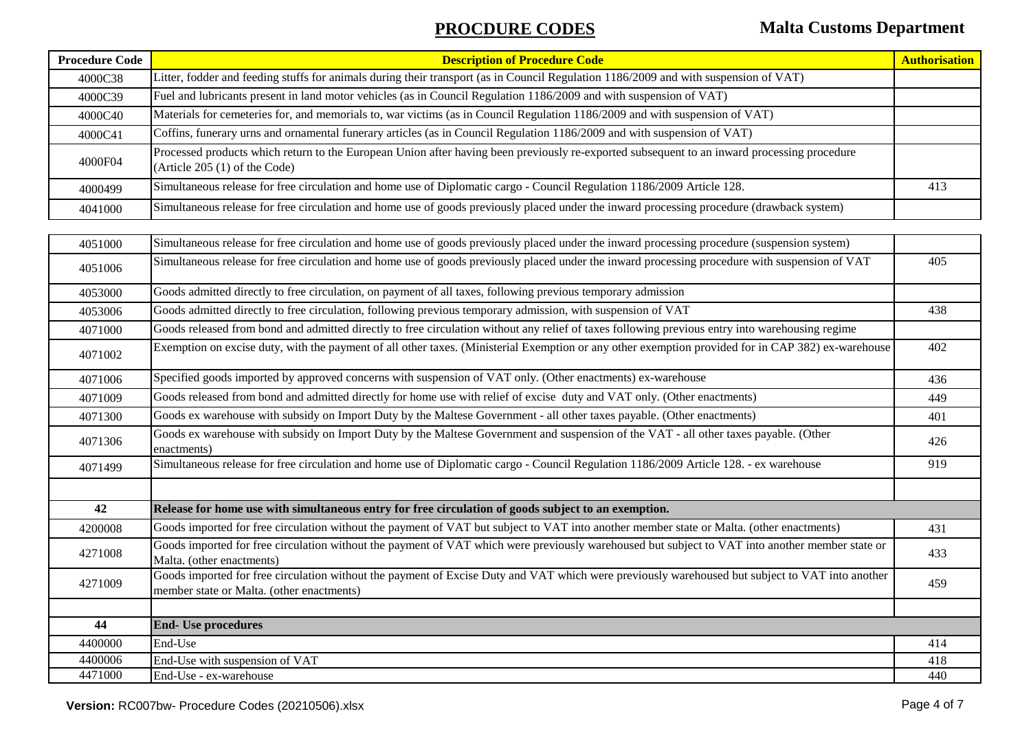| Procedure Code | Description of Procedure Code | Authorisation |
|---|---|---|
| 4000C38 | Litter, fodder and feeding stuffs for animals during their transport (as in Council Regulation 1186/2009 and with suspension of VAT) | |
| 4000C39 | Fuel and lubricants present in land motor vehicles (as in Council Regulation 1186/2009 and with suspension of VAT) | |
| 4000C40 | Materials for cemeteries for, and memorials to, war victims (as in Council Regulation 1186/2009 and with suspension of VAT) | |
| 4000C41 | Coffins, funerary urns and ornamental funerary articles (as in Council Regulation 1186/2009 and with suspension of VAT) | |
| 4000F04 | Processed products which return to the European Union after having been previously re-exported subsequent to an inward processing procedure (Article 205 (1) of the Code) | |
| 4000499 | Simultaneous release for free circulation and home use of Diplomatic cargo - Council Regulation 1186/2009 Article 128. | 413 |
| 4041000 | Simultaneous release for free circulation and home use of goods previously placed under the inward processing procedure (drawback system) | |
| 4051000 | Simultaneous release for free circulation and home use of goods previously placed under the inward processing procedure (suspension system) | |
| 4051006 | Simultaneous release for free circulation and home use of goods previously placed under the inward processing procedure with suspension of VAT | 405 |
| 4053000 | Goods admitted directly to free circulation, on payment of all taxes, following previous temporary admission | |
| 4053006 | Goods admitted directly to free circulation, following previous temporary admission, with suspension of VAT | 438 |
| 4071000 | Goods released from bond and admitted directly to free circulation without any relief of taxes following previous entry into warehousing regime | |
| 4071002 | Exemption on excise duty, with the payment of all other taxes. (Ministerial Exemption or any other exemption provided for in CAP 382) ex-warehouse | 402 |
| 4071006 | Specified goods imported by approved concerns with suspension of VAT only. (Other enactments) ex-warehouse | 436 |
| 4071009 | Goods released from bond and admitted directly for home use with relief of excise duty and VAT only. (Other enactments) | 449 |
| 4071300 | Goods ex warehouse with subsidy on Import Duty by the Maltese Government - all other taxes payable. (Other enactments) | 401 |
| 4071306 | Goods ex warehouse with subsidy on Import Duty by the Maltese Government and suspension of the VAT - all other taxes payable. (Other enactments) | 426 |
| 4071499 | Simultaneous release for free circulation and home use of Diplomatic cargo - Council Regulation 1186/2009 Article 128. - ex warehouse | 919 |
| | | |
| **42** | **Release for home use with simultaneous entry for free circulation of goods subject to an exemption.** | |
| 4200008 | Goods imported for free circulation without the payment of VAT but subject to VAT into another member state or Malta. (other enactments) | 431 |
| 4271008 | Goods imported for free circulation without the payment of VAT which were previously warehoused but subject to VAT into another member state or Malta. (other enactments) | 433 |
| 4271009 | Goods imported for free circulation without the payment of Excise Duty and VAT which were previously warehoused but subject to VAT into another member state or Malta. (other enactments) | 459 |
| | | |
| **44** | **End- Use procedures** | |
| 4400000 | End-Use | 414 |
| 4400006 | End-Use with suspension of VAT | 418 |
| 4471000 | End-Use - ex-warehouse | 440 |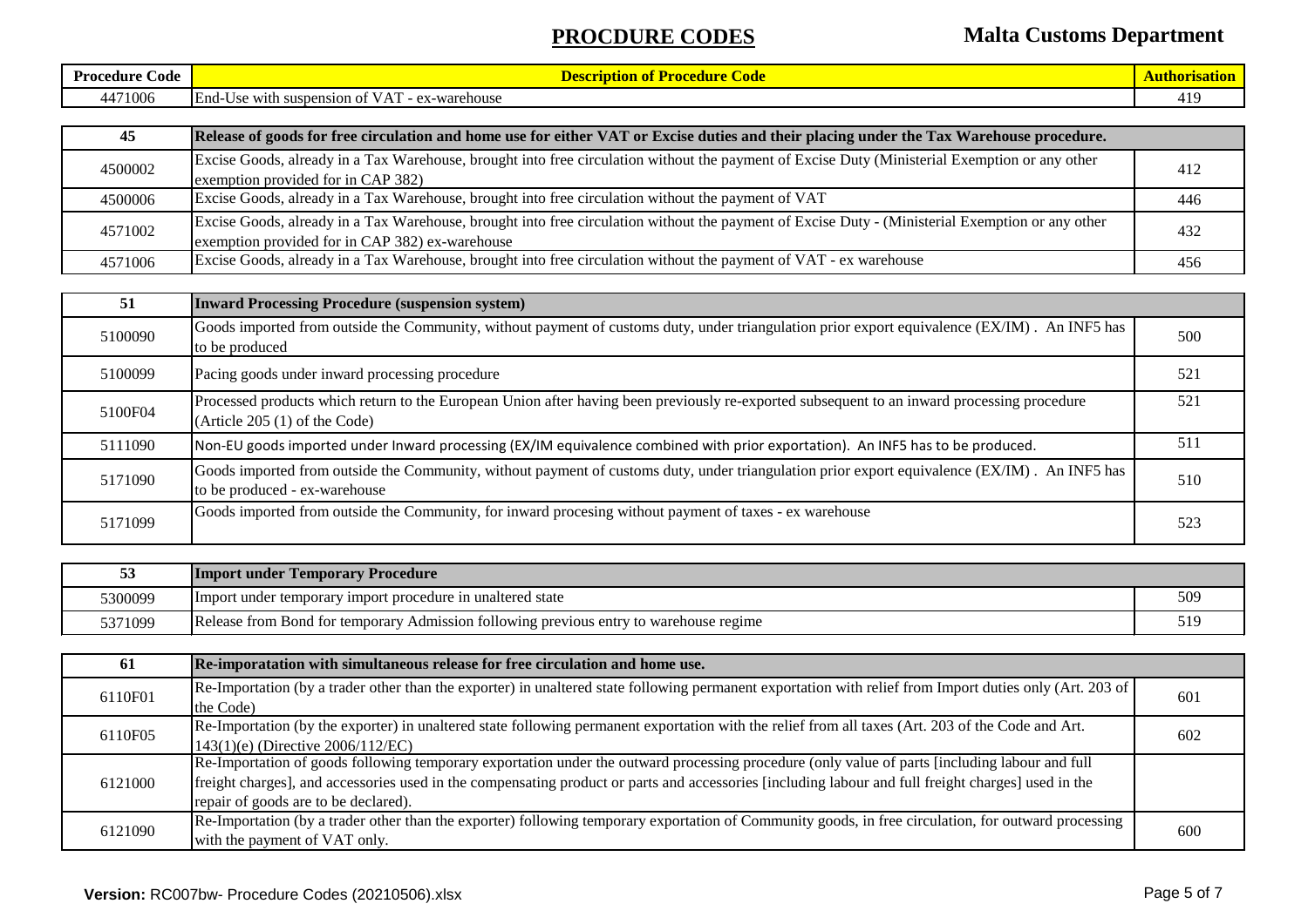| Procedure Code | Description of Procedure Code | Authorisation |
|---|---|---|
| 4471006 | End-Use with suspension of VAT - ex-warehouse | 419 |
| **45** | **Release of goods for free circulation and home use for either VAT or Excise duties and their placing under the Tax Warehouse procedure.** | |
| 4500002 | Excise Goods, already in a Tax Warehouse, brought into free circulation without the payment of Excise Duty (Ministerial Exemption or any other exemption provided for in CAP 382) | 412 |
| 4500006 | Excise Goods, already in a Tax Warehouse, brought into free circulation without the payment of VAT | 446 |
| 4571002 | Excise Goods, already in a Tax Warehouse, brought into free circulation without the payment of Excise Duty - (Ministerial Exemption or any other exemption provided for in CAP 382) ex-warehouse | 432 |
| 4571006 | Excise Goods, already in a Tax Warehouse, brought into free circulation without the payment of VAT - ex warehouse | 456 |
| **51** | **Inward Processing Procedure (suspension system)** | |
| 5100090 | Goods imported from outside the Community, without payment of customs duty, under triangulation prior export equivalence (EX/IM) . An INF5 has to be produced | 500 |
| 5100099 | Pacing goods under inward processing procedure | 521 |
| 5100F04 | Processed products which return to the European Union after having been previously re-exported subsequent to an inward processing procedure (Article 205 (1) of the Code) | 521 |
| 5111090 | Non-EU goods imported under Inward processing (EX/IM equivalence combined with prior exportation). An INF5 has to be produced. | 511 |
| 5171090 | Goods imported from outside the Community, without payment of customs duty, under triangulation prior export equivalence (EX/IM) . An INF5 has to be produced - ex-warehouse | 510 |
| 5171099 | Goods imported from outside the Community, for inward procesing without payment of taxes - ex warehouse | 523 |
| **53** | **Import under Temporary Procedure** | |
| 5300099 | Import under temporary import procedure in unaltered state | 509 |
| 5371099 | Release from Bond for temporary Admission following previous entry to warehouse regime | 519 |
| **61** | **Re-imporatation with simultaneous release for free circulation and home use.** | |
| 6110F01 | Re-Importation (by a trader other than the exporter) in unaltered state following permanent exportation with relief from Import duties only (Art. 203 of the Code) | 601 |
| 6110F05 | Re-Importation (by the exporter) in unaltered state following permanent exportation with the relief from all taxes (Art. 203 of the Code and Art. 143(1)(e) (Directive 2006/112/EC) | 602 |
| 6121000 | Re-Importation of goods following temporary exportation under the outward processing procedure (only value of parts [including labour and full freight charges], and accessories used in the compensating product or parts and accessories [including labour and full freight charges] used in the repair of goods are to be declared). | |
| 6121090 | Re-Importation (by a trader other than the exporter) following temporary exportation of Community goods, in free circulation, for outward processing with the payment of VAT only. | 600 |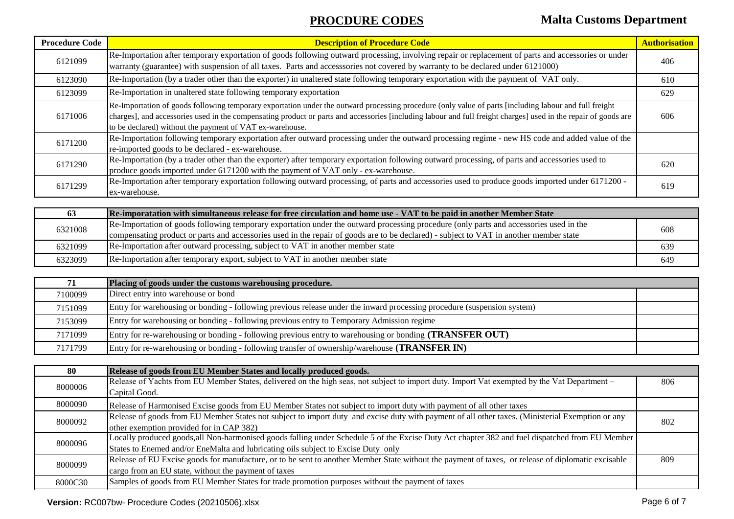# PROCDURE CODES

**Malta Customs Department**

| Procedure Code | Description of Procedure Code | Authorisation |
|---|---|---|
| 6121099 | Re-Importation after temporary exportation of goods following outward processing, involving repair or replacement of parts and accessories or under warranty (guarantee) with suspension of all taxes. Parts and accesssories not covered by warranty to be declared under 6121000) | 406 |
| 6123090 | Re-Importation (by a trader other than the exporter) in unaltered state following temporary exportation with the payment of VAT only. | 610 |
| 6123099 | Re-Importation in unaltered state following temporary exportation | 629 |
| 6171006 | Re-Importation of goods following temporary exportation under the outward processing procedure (only value of parts [including labour and full freight charges], and accessories used in the compensating product or parts and accessories [including labour and full freight charges] used in the repair of goods are to be declared) without the payment of VAT ex-warehouse. | 606 |
| 6171200 | Re-Importation following temporary exportation after outward processing under the outward processing regime - new HS code and added value of the re-imported goods to be declared - ex-warehouse. | |
| 6171290 | Re-Importation (by a trader other than the exporter) after temporary exportation following outward processing, of parts and accessories used to produce goods imported under 6171200 with the payment of VAT only - ex-warehouse. | 620 |
| 6171299 | Re-Importation after temporary exportation following outward processing, of parts and accessories used to produce goods imported under 6171200 - ex-warehouse. | 619 |

| 63 | Re-imporatation with simultaneous release for free circulation and home use - VAT to be paid in another Member State | |
|---|---|---|
| 6321008 | Re-Importation of goods following temporary exportation under the outward processing procedure (only parts and accessories used in the compensating product or parts and accessories used in the repair of goods are to be declared) - subject to VAT in another member state | 608 |
| 6321099 | Re-Importation after outward processing, subject to VAT in another member state | 639 |
| 6323099 | Re-Importation after temporary export, subject to VAT in another member state | 649 |

| 71 | Placing of goods under the customs warehousing procedure. | |
|---|---|---|
| 7100099 | Direct entry into warehouse or bond | |
| 7151099 | Entry for warehousing or bonding - following previous release under the inward processing procedure (suspension system) | |
| 7153099 | Entry for warehousing or bonding - following previous entry to Temporary Admission regime | |
| 7171099 | Entry for re-warehousing or bonding - following previous entry to warehousing or bonding **(TRANSFER OUT)** | |
| 7171799 | Entry for re-warehousing or bonding - following transfer of ownership/warehouse **(TRANSFER IN)** | |

| 80 | Release of goods from EU Member States and locally produced goods. | |
|---|---|---|
| 8000006 | Release of Yachts from EU Member States, delivered on the high seas, not subject to import duty. Import Vat exempted by the Vat Department – Capital Good. | 806 |
| 8000090 | Release of Harmonised Excise goods from EU Member States not subject to import duty with payment of all other taxes | |
| 8000092 | Release of goods from EU Member States not subject to import duty and excise duty with payment of all other taxes. (Ministerial Exemption or any other exemption provided for in CAP 382) | 802 |
| 8000096 | Locally produced goods,all Non-harmonised goods falling under Schedule 5 of the Excise Duty Act chapter 382 and fuel dispatched from EU Member States to Enemed and/or EneMalta and lubricating oils subject to Excise Duty only | |
| 8000099 | Release of EU Excise goods for manufacture, or to be sent to another Member State without the payment of taxes, or release of diplomatic excisable cargo from an EU state, without the payment of taxes | 809 |
| 8000C30 | Samples of goods from EU Member States for trade promotion purposes without the payment of taxes | |

**Version:** RC007bw- Procedure Codes (20210506).xlsx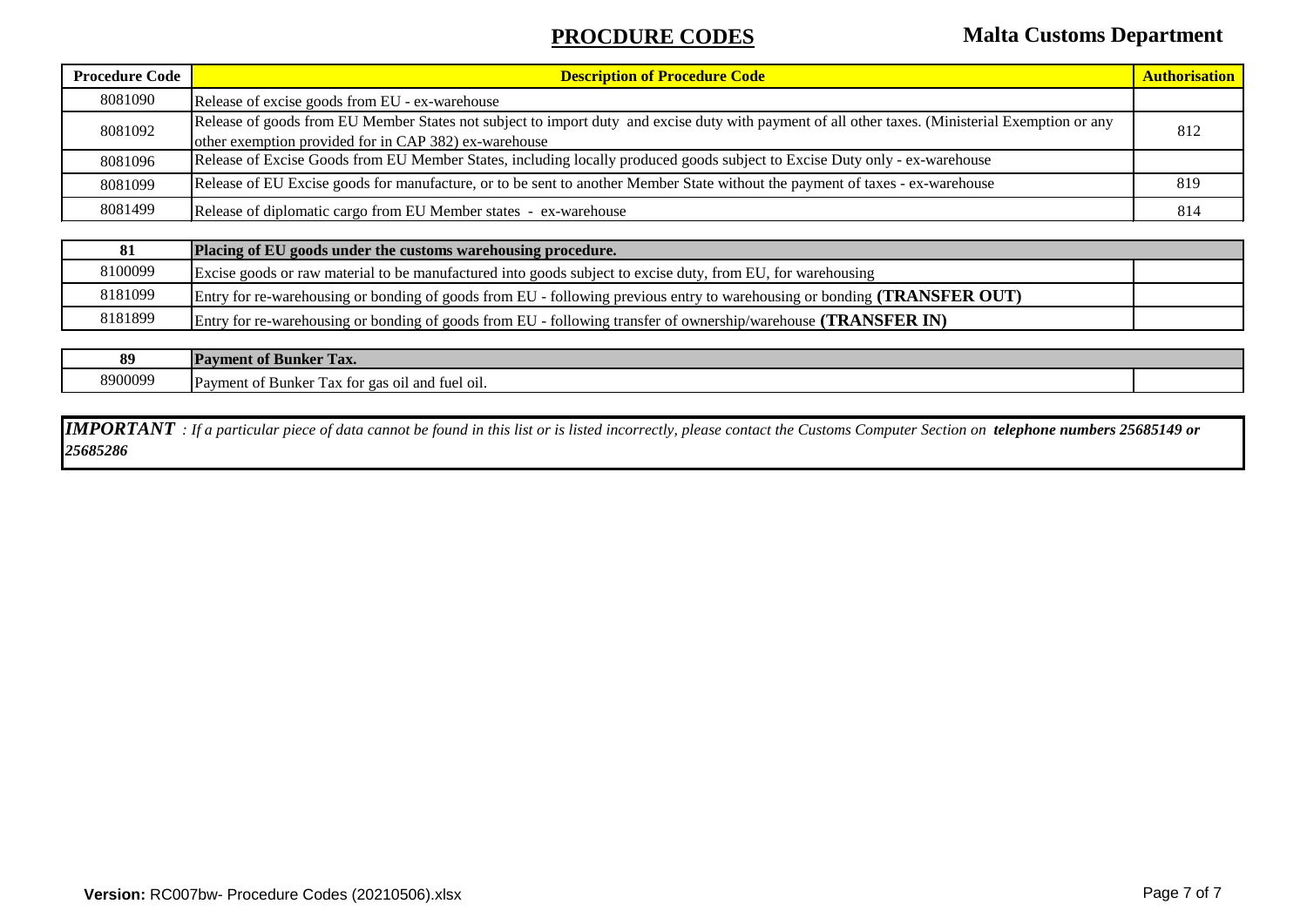## PROCDURE CODES

**Malta Customs Department**

| Procedure Code | Description of Procedure Code | Authorisation |
|---|---|---|
| 8081090 | Release of excise goods from EU - ex-warehouse | |
| 8081092 | Release of goods from EU Member States not subject to import duty and excise duty with payment of all other taxes. (Ministerial Exemption or any other exemption provided for in CAP 382) ex-warehouse | 812 |
| 8081096 | Release of Excise Goods from EU Member States, including locally produced goods subject to Excise Duty only - ex-warehouse | |
| 8081099 | Release of EU Excise goods for manufacture, or to be sent to another Member State without the payment of taxes - ex-warehouse | 819 |
| 8081499 | Release of diplomatic cargo from EU Member states - ex-warehouse | 814 |
| **81** | **Placing of EU goods under the customs warehousing procedure.** | |
| 8100099 | Excise goods or raw material to be manufactured into goods subject to excise duty, from EU, for warehousing | |
| 8181099 | Entry for re-warehousing or bonding of goods from EU - following previous entry to warehousing or bonding **(TRANSFER OUT)** | |
| 8181899 | Entry for re-warehousing or bonding of goods from EU - following transfer of ownership/warehouse **(TRANSFER IN)** | |
| **89** | **Payment of Bunker Tax.** | |
| 8900099 | Payment of Bunker Tax for gas oil and fuel oil. | |

***IMPORTANT*** *: If a particular piece of data cannot be found in this list or is listed incorrectly, please contact the Customs Computer Section on* ***telephone numbers 25685149 or 25685286***

**Version:** RC007bw- Procedure Codes (20210506).xlsx